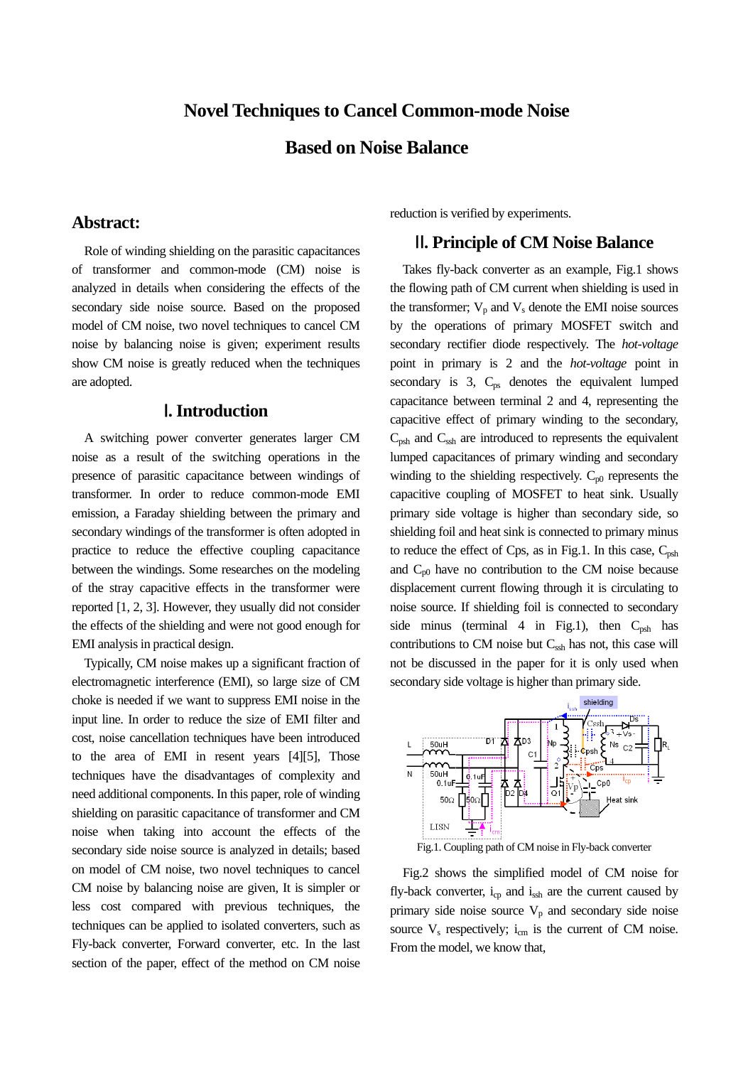# Novel Techniques to Cancel Common-mode Noise Based on Noise Balance

## Abstract:

Role of winding shielding on the parasitic capacitances of transformer and common-mode (CM) noise is analyzed in details when considering the effects of the secondary side noise source. Based on the proposed model of CM noise, two novel techniques to cancel CM noise by balancing noise is given; experiment results show CM noise is greatly reduced when the techniques are adopted.

## Ⅰ. Introduction

A switching power converter generates larger CM noise as a result of the switching operations in the presence of parasitic capacitance between windings of transformer. In order to reduce common-mode EMI emission, a Faraday shielding between the primary and secondary windings of the transformer is often adopted in practice to reduce the effective coupling capacitance between the windings. Some researches on the modeling of the stray capacitive effects in the transformer were reported [1, 2, 3]. However, they usually did not consider the effects of the shielding and were not good enough for EMI analysis in practical design.

Typically, CM noise makes up a significant fraction of electromagnetic interference (EMI), so large size of CM choke is needed if we want to suppress EMI noise in the input line. In order to reduce the size of EMI filter and cost, noise cancellation techniques have been introduced to the area of EMI in resent years [4][5], Those techniques have the disadvantages of complexity and need additional components. In this paper, role of winding shielding on parasitic capacitance of transformer and CM noise when taking into account the effects of the secondary side noise source is analyzed in details; based on model of CM noise, two novel techniques to cancel CM noise by balancing noise are given, It is simpler or less cost compared with previous techniques, the techniques can be applied to isolated converters, such as Fly-back converter, Forward converter, etc. In the last section of the paper, effect of the method on CM noise reduction is verified by experiments.

## Ⅱ. Principle of CM Noise Balance

Takes fly-back converter as an example, Fig.1 shows the flowing path of CM current when shielding is used in the transformer; $V_p$ and $V_s$ denote the EMI noise sources by the operations of primary MOSFET switch and secondary rectifier diode respectively. The *hot-voltage* point in primary is 2 and the *hot-voltage* point in secondary is 3, $C_{ps}$ denotes the equivalent lumped capacitance between terminal 2 and 4, representing the capacitive effect of primary winding to the secondary, $C_{psh}$ and $C_{ssh}$ are introduced to represents the equivalent lumped capacitances of primary winding and secondary winding to the shielding respectively. $C_{p0}$ represents the capacitive coupling of MOSFET to heat sink. Usually primary side voltage is higher than secondary side, so shielding foil and heat sink is connected to primary minus to reduce the effect of Cps, as in Fig.1. In this case, $C_{psh}$ and $C_{p0}$ have no contribution to the CM noise because displacement current flowing through it is circulating to noise source. If shielding foil is connected to secondary side minus (terminal 4 in Fig.1), then $C_{psh}$ has contributions to CM noise but $C_{ssh}$ has not, this case will not be discussed in the paper for it is only used when secondary side voltage is higher than primary side.

Fig.1. Coupling path of CM noise in Fly-back converter

Fig.2 shows the simplified model of CM noise for fly-back converter, $i_{cp}$ and $i_{ssh}$ are the current caused by primary side noise source $V_p$ and secondary side noise source $V_s$ respectively; $i_{cm}$ is the current of CM noise. From the model, we know that,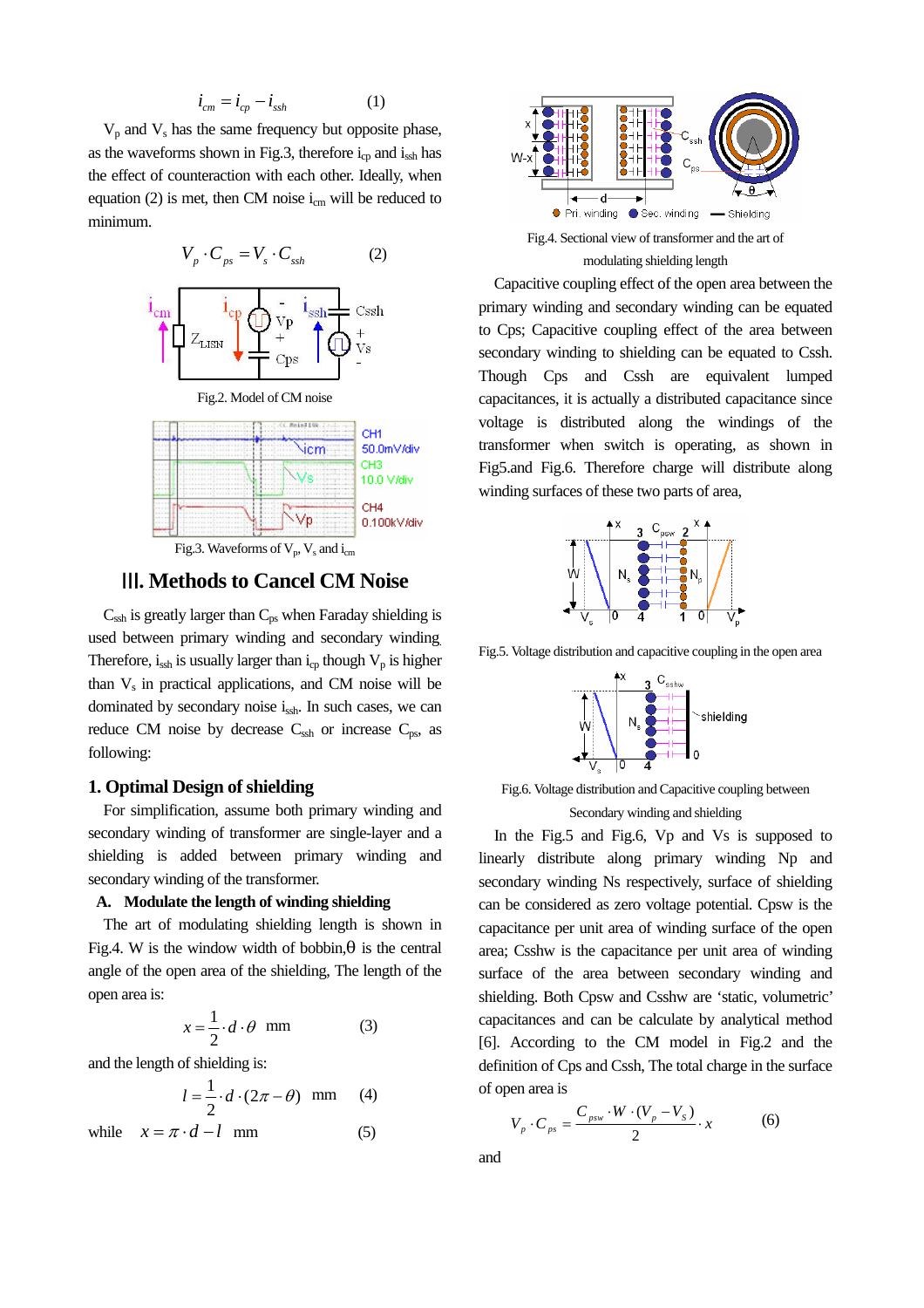$$i_{cm} = i_{cp} - i_{ssh} \qquad (1)$$

$V_p$ and $V_s$ has the same frequency but opposite phase, as the waveforms shown in Fig.3, therefore $i_{cp}$ and $i_{ssh}$ has the effect of counteraction with each other. Ideally, when equation (2) is met, then CM noise $i_{cm}$ will be reduced to minimum.

$$V_p \cdot C_{ps} = V_s \cdot C_{ssh} \qquad (2)$$

Fig.2. Model of CM noise

Fig.3. Waveforms of $V_p$, $V_s$ and $i_{cm}$

## Ⅲ. Methods to Cancel CM Noise

$C_{ssh}$ is greatly larger than $C_{ps}$ when Faraday shielding is used between primary winding and secondary winding. Therefore, $i_{ssh}$ is usually larger than $i_{cp}$ though $V_p$ is higher than $V_s$ in practical applications, and CM noise will be dominated by secondary noise $i_{ssh}$. In such cases, we can reduce CM noise by decrease $C_{ssh}$ or increase $C_{ps}$, as following:

### 1. Optimal Design of shielding

For simplification, assume both primary winding and secondary winding of transformer are single-layer and a shielding is added between primary winding and secondary winding of the transformer.

#### A. Modulate the length of winding shielding

The art of modulating shielding length is shown in Fig.4. W is the window width of bobbin, θ is the central angle of the open area of the shielding, The length of the open area is:

$$x = \frac{1}{2} \cdot d \cdot \theta \quad \text{mm} \qquad (3)$$

and the length of shielding is:

$$l = \frac{1}{2} \cdot d \cdot (2\pi - \theta) \quad \text{mm} \qquad (4)$$

while $\quad x = \pi \cdot d - l \quad$ mm $\qquad (5)$

Fig.4. Sectional view of transformer and the art of modulating shielding length

Capacitive coupling effect of the open area between the primary winding and secondary winding can be equated to Cps; Capacitive coupling effect of the area between secondary winding to shielding can be equated to Cssh. Though Cps and Cssh are equivalent lumped capacitances, it is actually a distributed capacitance since voltage is distributed along the windings of the transformer when switch is operating, as shown in Fig5.and Fig.6. Therefore charge will distribute along winding surfaces of these two parts of area,

Fig.5. Voltage distribution and capacitive coupling in the open area

Fig.6. Voltage distribution and Capacitive coupling between Secondary winding and shielding

In the Fig.5 and Fig.6, Vp and Vs is supposed to linearly distribute along primary winding Np and secondary winding Ns respectively, surface of shielding can be considered as zero voltage potential. Cpsw is the capacitance per unit area of winding surface of the open area; Csshw is the capacitance per unit area of winding surface of the area between secondary winding and shielding. Both Cpsw and Csshw are 'static, volumetric' capacitances and can be calculate by analytical method [6]. According to the CM model in Fig.2 and the definition of Cps and Cssh, The total charge in the surface of open area is

$$V_p \cdot C_{ps} = \frac{C_{psw} \cdot W \cdot (V_p - V_S)}{2} \cdot x \qquad (6)$$

and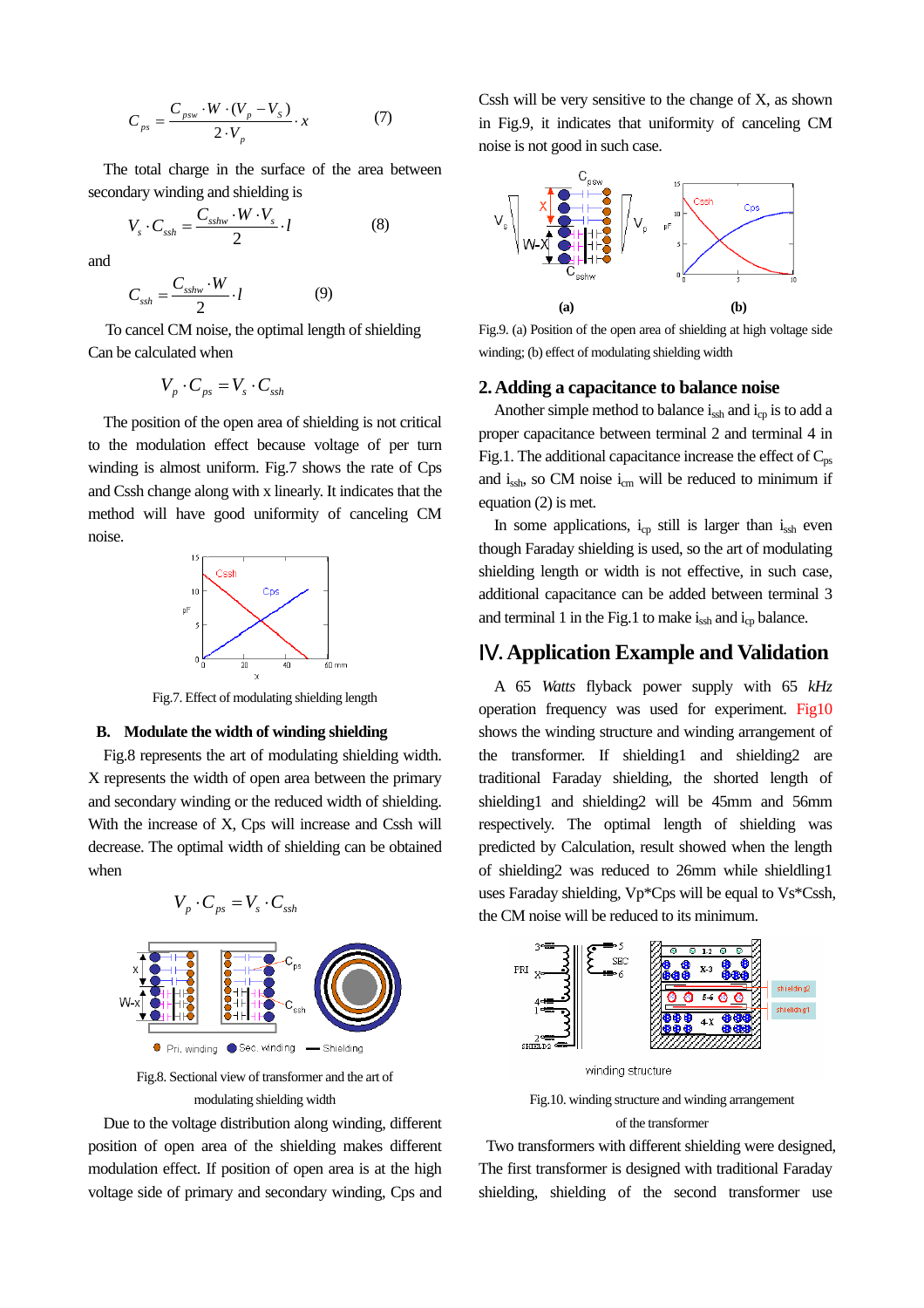$$C_{ps} = \frac{C_{psw} \cdot W \cdot (V_p - V_s)}{2 \cdot V_p} \cdot x \qquad (7)$$

The total charge in the surface of the area between secondary winding and shielding is

$$V_s \cdot C_{ssh} = \frac{C_{sshw} \cdot W \cdot V_s}{2} \cdot l \qquad (8)$$

and

$$C_{ssh} = \frac{C_{sshw} \cdot W}{2} \cdot l \qquad (9)$$

To cancel CM noise, the optimal length of shielding Can be calculated when

$$V_p \cdot C_{ps} = V_s \cdot C_{ssh}$$

The position of the open area of shielding is not critical to the modulation effect because voltage of per turn winding is almost uniform. Fig.7 shows the rate of Cps and Cssh change along with x linearly. It indicates that the method will have good uniformity of canceling CM noise.

Fig.7. Effect of modulating shielding length

### B. Modulate the width of winding shielding

Fig.8 represents the art of modulating shielding width. X represents the width of open area between the primary and secondary winding or the reduced width of shielding. With the increase of X, Cps will increase and Cssh will decrease. The optimal width of shielding can be obtained when

$$V_p \cdot C_{ps} = V_s \cdot C_{ssh}$$

Fig.8. Sectional view of transformer and the art of modulating shielding width

Due to the voltage distribution along winding, different position of open area of the shielding makes different modulation effect. If position of open area is at the high voltage side of primary and secondary winding, Cps and Cssh will be very sensitive to the change of X, as shown in Fig.9, it indicates that uniformity of canceling CM noise is not good in such case.

Fig.9. (a) Position of the open area of shielding at high voltage side winding; (b) effect of modulating shielding width

### 2. Adding a capacitance to balance noise

Another simple method to balance $i_{ssh}$ and $i_{cp}$ is to add a proper capacitance between terminal 2 and terminal 4 in Fig.1. The additional capacitance increase the effect of $C_{ps}$ and $i_{ssh}$, so CM noise $i_{cm}$ will be reduced to minimum if equation (2) is met.

In some applications, $i_{cp}$ still is larger than $i_{ssh}$ even though Faraday shielding is used, so the art of modulating shielding length or width is not effective, in such case, additional capacitance can be added between terminal 3 and terminal 1 in the Fig.1 to make $i_{ssh}$ and $i_{cp}$ balance.

## Ⅳ. Application Example and Validation

A 65 *Watts* flyback power supply with 65 *kHz* operation frequency was used for experiment. Fig10 shows the winding structure and winding arrangement of the transformer. If shielding1 and shielding2 are traditional Faraday shielding, the shorted length of shielding1 and shielding2 will be 45mm and 56mm respectively. The optimal length of shielding was predicted by Calculation, result showed when the length of shielding2 was reduced to 26mm while shieldling1 uses Faraday shielding, Vp*Cps will be equal to Vs*Cssh, the CM noise will be reduced to its minimum.

Fig.10. winding structure and winding arrangement of the transformer

Two transformers with different shielding were designed, The first transformer is designed with traditional Faraday shielding, shielding of the second transformer use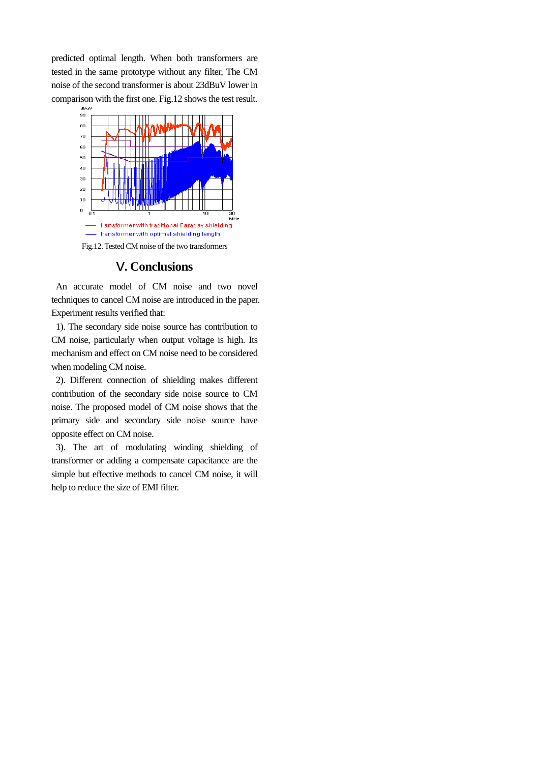predicted optimal length. When both transformers are tested in the same prototype without any filter, The CM noise of the second transformer is about 23dBuV lower in comparison with the first one. Fig.12 shows the test result.

Fig.12. Tested CM noise of the two transformers

## Ⅴ. Conclusions

An accurate model of CM noise and two novel techniques to cancel CM noise are introduced in the paper. Experiment results verified that:

1). The secondary side noise source has contribution to CM noise, particularly when output voltage is high. Its mechanism and effect on CM noise need to be considered when modeling CM noise.

2). Different connection of shielding makes different contribution of the secondary side noise source to CM noise. The proposed model of CM noise shows that the primary side and secondary side noise source have opposite effect on CM noise.

3). The art of modulating winding shielding of transformer or adding a compensate capacitance are the simple but effective methods to cancel CM noise, it will help to reduce the size of EMI filter.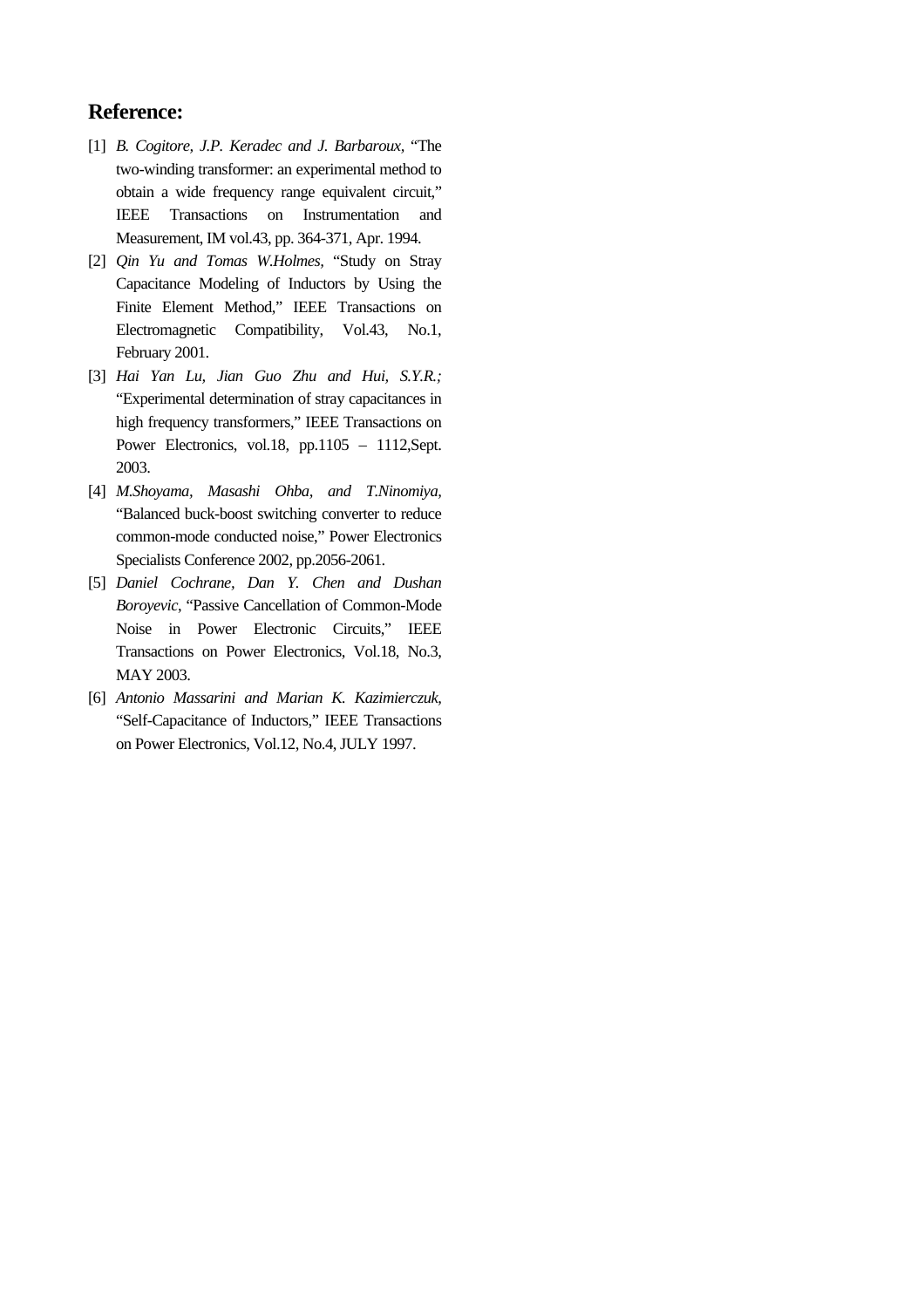## Reference:

[1] *B. Cogitore, J.P. Keradec and J. Barbaroux,* "The two-winding transformer: an experimental method to obtain a wide frequency range equivalent circuit," IEEE Transactions on Instrumentation and Measurement, IM vol.43, pp. 364-371, Apr. 1994.

[2] *Qin Yu and Tomas W.Holmes,* "Study on Stray Capacitance Modeling of Inductors by Using the Finite Element Method," IEEE Transactions on Electromagnetic Compatibility, Vol.43, No.1, February 2001.

[3] *Hai Yan Lu, Jian Guo Zhu and Hui, S.Y.R.;* "Experimental determination of stray capacitances in high frequency transformers," IEEE Transactions on Power Electronics, vol.18, pp.1105 – 1112,Sept. 2003.

[4] *M.Shoyama, Masashi Ohba, and T.Ninomiya,* "Balanced buck-boost switching converter to reduce common-mode conducted noise," Power Electronics Specialists Conference 2002, pp.2056-2061.

[5] *Daniel Cochrane, Dan Y. Chen and Dushan Boroyevic*, "Passive Cancellation of Common-Mode Noise in Power Electronic Circuits," IEEE Transactions on Power Electronics, Vol.18, No.3, MAY 2003.

[6] *Antonio Massarini and Marian K. Kazimierczuk,* "Self-Capacitance of Inductors," IEEE Transactions on Power Electronics, Vol.12, No.4, JULY 1997.